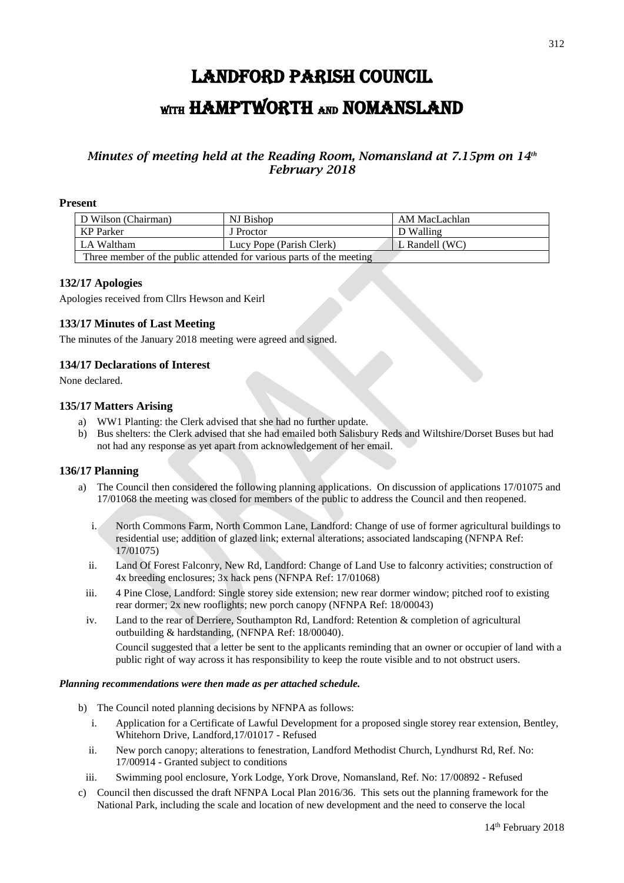# LANDFORD PARISH COUNCIL

# WITH HAMPTWORTH AND NOMANSLAND

## *Minutes of meeting held at the Reading Room, Nomansland at 7.15pm on 14th February 2018*

### Present

| D Wilson (Chairman) | NJ Bishop | AM MacLachlan |
|---|---|---|
| KP Parker | J Proctor | D Walling |
| LA Waltham | Lucy Pope (Parish Clerk) | L Randell (WC) |
| Three member of the public attended for various parts of the meeting | | |

### 132/17 Apologies

Apologies received from Cllrs Hewson and Keirl

### 133/17 Minutes of Last Meeting

The minutes of the January 2018 meeting were agreed and signed.

### 134/17 Declarations of Interest

None declared.

### 135/17 Matters Arising

a) WW1 Planting: the Clerk advised that she had no further update.
b) Bus shelters: the Clerk advised that she had emailed both Salisbury Reds and Wiltshire/Dorset Buses but had not had any response as yet apart from acknowledgement of her email.

### 136/17 Planning

a) The Council then considered the following planning applications. On discussion of applications 17/01075 and 17/01068 the meeting was closed for members of the public to address the Council and then reopened.

   i. North Commons Farm, North Common Lane, Landford: Change of use of former agricultural buildings to residential use; addition of glazed link; external alterations; associated landscaping (NFNPA Ref: 17/01075)
   ii. Land Of Forest Falconry, New Rd, Landford: Change of Land Use to falconry activities; construction of 4x breeding enclosures; 3x hack pens (NFNPA Ref: 17/01068)
   iii. 4 Pine Close, Landford: Single storey side extension; new rear dormer window; pitched roof to existing rear dormer; 2x new rooflights; new porch canopy (NFNPA Ref: 18/00043)
   iv. Land to the rear of Derriere, Southampton Rd, Landford: Retention & completion of agricultural outbuilding & hardstanding, (NFNPA Ref: 18/00040).

   Council suggested that a letter be sent to the applicants reminding that an owner or occupier of land with a public right of way across it has responsibility to keep the route visible and to not obstruct users.

***Planning recommendations were then made as per attached schedule.***

b) The Council noted planning decisions by NFNPA as follows:

   i. Application for a Certificate of Lawful Development for a proposed single storey rear extension, Bentley, Whitehorn Drive, Landford,17/01017 - Refused
   ii. New porch canopy; alterations to fenestration, Landford Methodist Church, Lyndhurst Rd, Ref. No: 17/00914 - Granted subject to conditions
   iii. Swimming pool enclosure, York Lodge, York Drove, Nomansland, Ref. No: 17/00892 - Refused

c) Council then discussed the draft NFNPA Local Plan 2016/36. This sets out the planning framework for the National Park, including the scale and location of new development and the need to conserve the local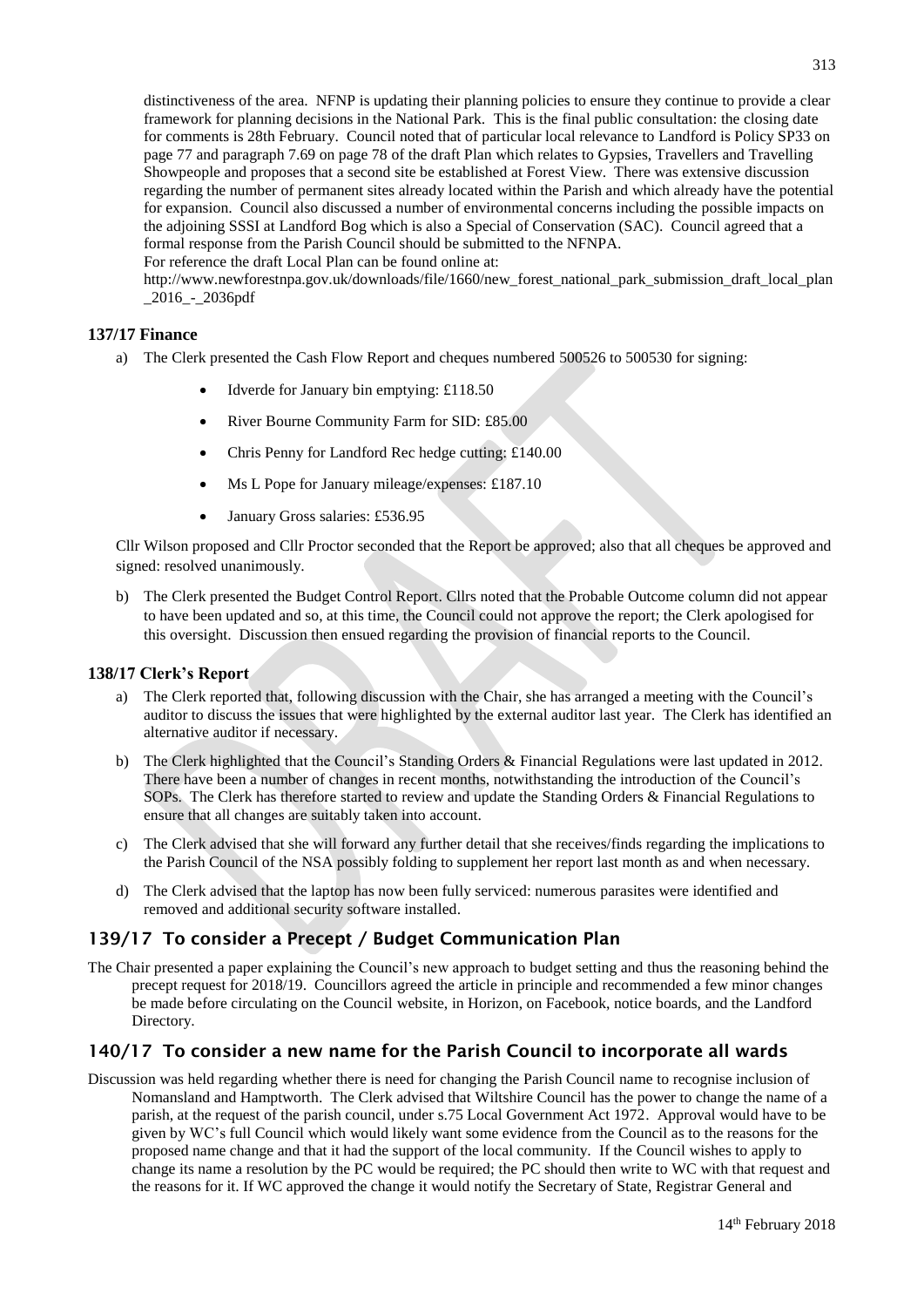distinctiveness of the area. NFNP is updating their planning policies to ensure they continue to provide a clear framework for planning decisions in the National Park. This is the final public consultation: the closing date for comments is 28th February. Council noted that of particular local relevance to Landford is Policy SP33 on page 77 and paragraph 7.69 on page 78 of the draft Plan which relates to Gypsies, Travellers and Travelling Showpeople and proposes that a second site be established at Forest View. There was extensive discussion regarding the number of permanent sites already located within the Parish and which already have the potential for expansion. Council also discussed a number of environmental concerns including the possible impacts on the adjoining SSSI at Landford Bog which is also a Special of Conservation (SAC). Council agreed that a formal response from the Parish Council should be submitted to the NFNPA.

For reference the draft Local Plan can be found online at:

http://www.newforestnpa.gov.uk/downloads/file/1660/new_forest_national_park_submission_draft_local_plan_2016_-_2036pdf

### 137/17 Finance

a) The Clerk presented the Cash Flow Report and cheques numbered 500526 to 500530 for signing:

- Idverde for January bin emptying: £118.50
- River Bourne Community Farm for SID: £85.00
- Chris Penny for Landford Rec hedge cutting: £140.00
- Ms L Pope for January mileage/expenses: £187.10
- January Gross salaries: £536.95

Cllr Wilson proposed and Cllr Proctor seconded that the Report be approved; also that all cheques be approved and signed: resolved unanimously.

b) The Clerk presented the Budget Control Report. Cllrs noted that the Probable Outcome column did not appear to have been updated and so, at this time, the Council could not approve the report; the Clerk apologised for this oversight. Discussion then ensued regarding the provision of financial reports to the Council.

### 138/17 Clerk's Report

a) The Clerk reported that, following discussion with the Chair, she has arranged a meeting with the Council's auditor to discuss the issues that were highlighted by the external auditor last year. The Clerk has identified an alternative auditor if necessary.

b) The Clerk highlighted that the Council's Standing Orders & Financial Regulations were last updated in 2012. There have been a number of changes in recent months, notwithstanding the introduction of the Council's SOPs. The Clerk has therefore started to review and update the Standing Orders & Financial Regulations to ensure that all changes are suitably taken into account.

c) The Clerk advised that she will forward any further detail that she receives/finds regarding the implications to the Parish Council of the NSA possibly folding to supplement her report last month as and when necessary.

d) The Clerk advised that the laptop has now been fully serviced: numerous parasites were identified and removed and additional security software installed.

## 139/17 To consider a Precept / Budget Communication Plan

The Chair presented a paper explaining the Council's new approach to budget setting and thus the reasoning behind the precept request for 2018/19. Councillors agreed the article in principle and recommended a few minor changes be made before circulating on the Council website, in Horizon, on Facebook, notice boards, and the Landford Directory.

## 140/17 To consider a new name for the Parish Council to incorporate all wards

Discussion was held regarding whether there is need for changing the Parish Council name to recognise inclusion of Nomansland and Hamptworth. The Clerk advised that Wiltshire Council has the power to change the name of a parish, at the request of the parish council, under s.75 Local Government Act 1972. Approval would have to be given by WC's full Council which would likely want some evidence from the Council as to the reasons for the proposed name change and that it had the support of the local community. If the Council wishes to apply to change its name a resolution by the PC would be required; the PC should then write to WC with that request and the reasons for it. If WC approved the change it would notify the Secretary of State, Registrar General and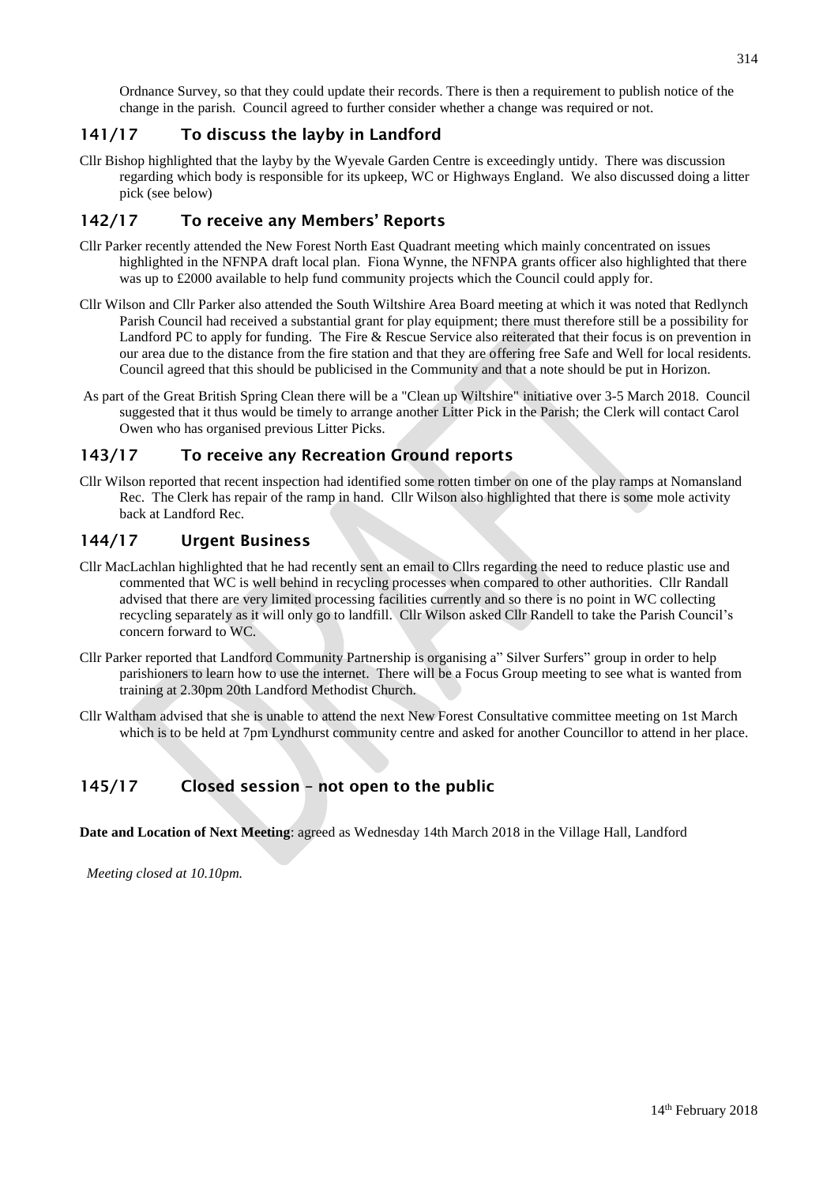Ordnance Survey, so that they could update their records. There is then a requirement to publish notice of the change in the parish. Council agreed to further consider whether a change was required or not.

## 141/17 To discuss the layby in Landford

Cllr Bishop highlighted that the layby by the Wyevale Garden Centre is exceedingly untidy. There was discussion regarding which body is responsible for its upkeep, WC or Highways England. We also discussed doing a litter pick (see below)

## 142/17 To receive any Members' Reports

Cllr Parker recently attended the New Forest North East Quadrant meeting which mainly concentrated on issues highlighted in the NFNPA draft local plan. Fiona Wynne, the NFNPA grants officer also highlighted that there was up to £2000 available to help fund community projects which the Council could apply for.

Cllr Wilson and Cllr Parker also attended the South Wiltshire Area Board meeting at which it was noted that Redlynch Parish Council had received a substantial grant for play equipment; there must therefore still be a possibility for Landford PC to apply for funding. The Fire & Rescue Service also reiterated that their focus is on prevention in our area due to the distance from the fire station and that they are offering free Safe and Well for local residents. Council agreed that this should be publicised in the Community and that a note should be put in Horizon.

As part of the Great British Spring Clean there will be a "Clean up Wiltshire" initiative over 3-5 March 2018. Council suggested that it thus would be timely to arrange another Litter Pick in the Parish; the Clerk will contact Carol Owen who has organised previous Litter Picks.

## 143/17 To receive any Recreation Ground reports

Cllr Wilson reported that recent inspection had identified some rotten timber on one of the play ramps at Nomansland Rec. The Clerk has repair of the ramp in hand. Cllr Wilson also highlighted that there is some mole activity back at Landford Rec.

## 144/17 Urgent Business

Cllr MacLachlan highlighted that he had recently sent an email to Cllrs regarding the need to reduce plastic use and commented that WC is well behind in recycling processes when compared to other authorities. Cllr Randall advised that there are very limited processing facilities currently and so there is no point in WC collecting recycling separately as it will only go to landfill. Cllr Wilson asked Cllr Randell to take the Parish Council's concern forward to WC.

Cllr Parker reported that Landford Community Partnership is organising a" Silver Surfers" group in order to help parishioners to learn how to use the internet. There will be a Focus Group meeting to see what is wanted from training at 2.30pm 20th Landford Methodist Church.

Cllr Waltham advised that she is unable to attend the next New Forest Consultative committee meeting on 1st March which is to be held at 7pm Lyndhurst community centre and asked for another Councillor to attend in her place.

## 145/17 Closed session – not open to the public

**Date and Location of Next Meeting**: agreed as Wednesday 14th March 2018 in the Village Hall, Landford

*Meeting closed at 10.10pm.*